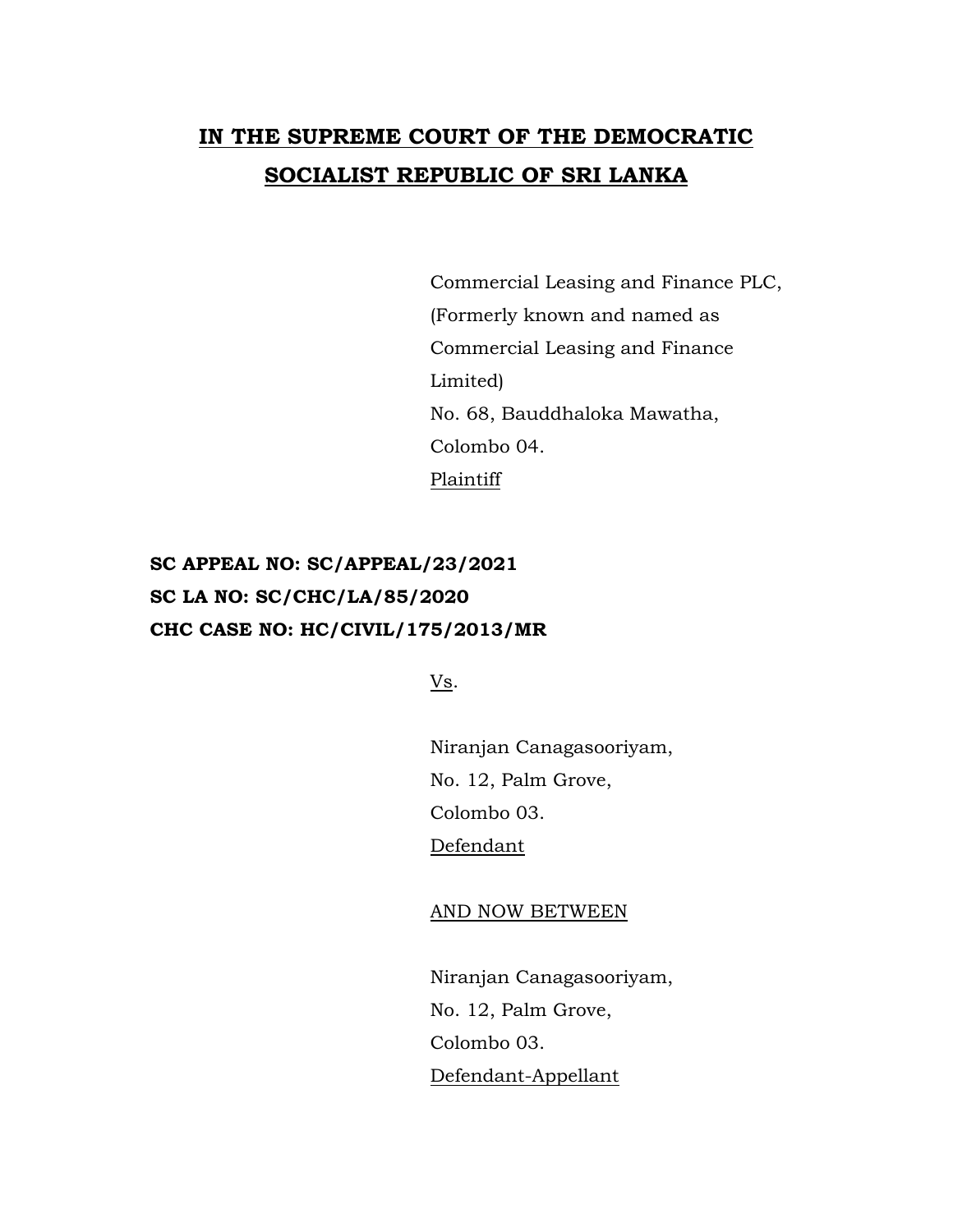# IN THE SUPREME COURT OF THE DEMOCRATIC SOCIALIST REPUBLIC OF SRI LANKA

Commercial Leasing and Finance PLC,
(Formerly known and named as
Commercial Leasing and Finance
Limited)
No. 68, Bauddhaloka Mawatha,
Colombo 04.
Plaintiff

**SC APPEAL NO: SC/APPEAL/23/2021**
**SC LA NO: SC/CHC/LA/85/2020**
**CHC CASE NO: HC/CIVIL/175/2013/MR**

Vs.

Niranjan Canagasooriyam,
No. 12, Palm Grove,
Colombo 03.
Defendant

AND NOW BETWEEN

Niranjan Canagasooriyam,
No. 12, Palm Grove,
Colombo 03.
Defendant-Appellant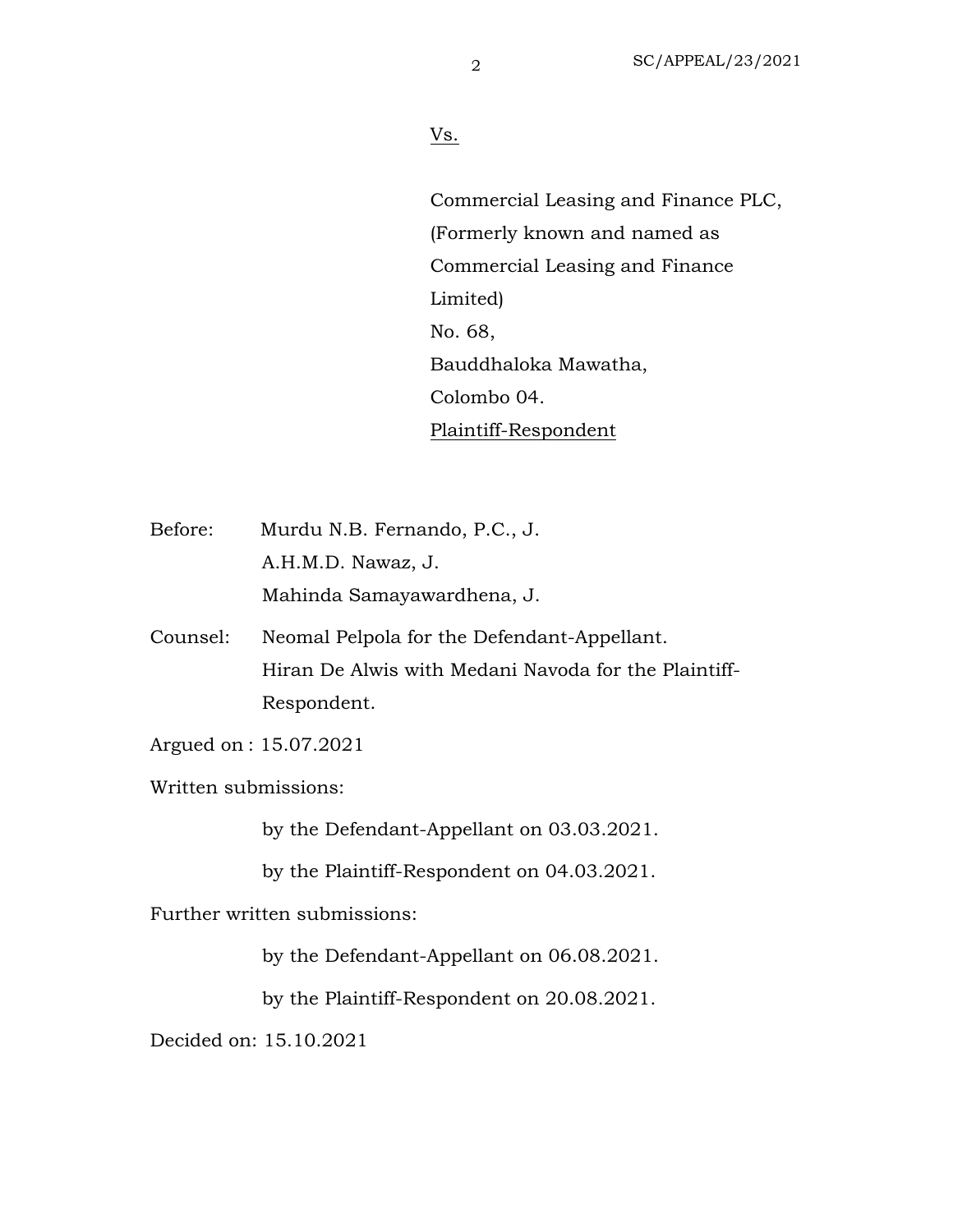Vs.

Commercial Leasing and Finance PLC,
(Formerly known and named as
Commercial Leasing and Finance
Limited)
No. 68,
Bauddhaloka Mawatha,
Colombo 04.
Plaintiff-Respondent

Before: Murdu N.B. Fernando, P.C., J.
A.H.M.D. Nawaz, J.
Mahinda Samayawardhena, J.

Counsel: Neomal Pelpola for the Defendant-Appellant.
Hiran De Alwis with Medani Navoda for the Plaintiff-Respondent.

Argued on : 15.07.2021

Written submissions:

by the Defendant-Appellant on 03.03.2021.

by the Plaintiff-Respondent on 04.03.2021.

Further written submissions:

by the Defendant-Appellant on 06.08.2021.

by the Plaintiff-Respondent on 20.08.2021.

Decided on: 15.10.2021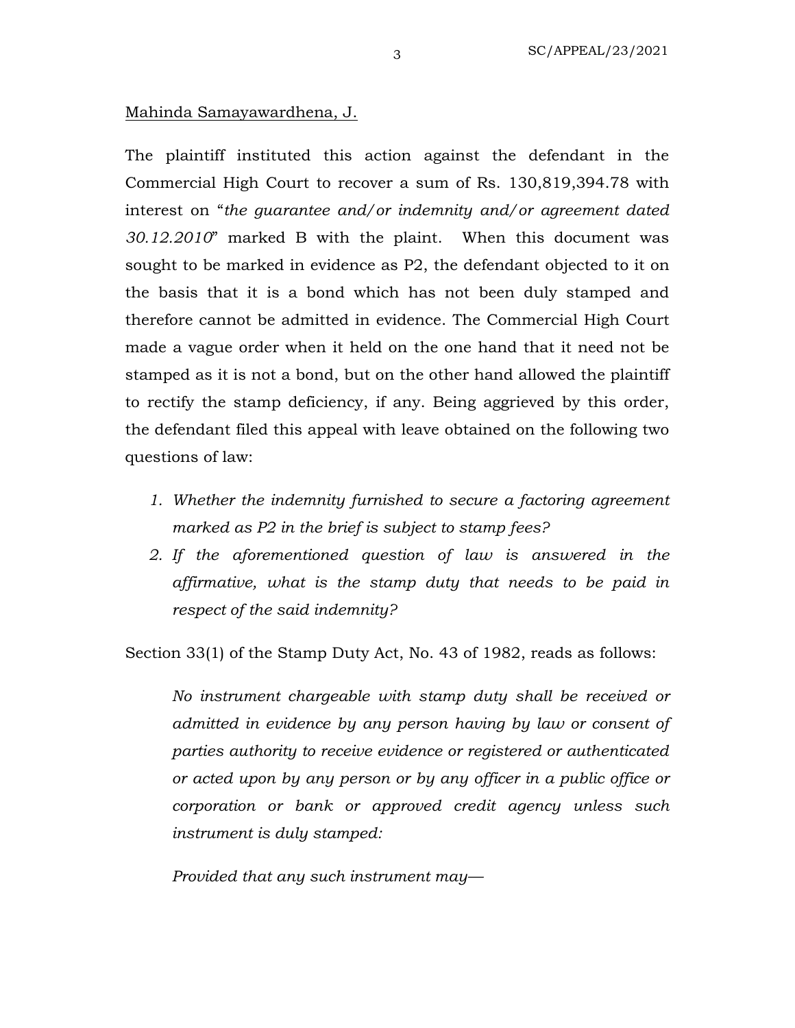Mahinda Samayawardhena, J.

The plaintiff instituted this action against the defendant in the Commercial High Court to recover a sum of Rs. 130,819,394.78 with interest on "*the guarantee and/or indemnity and/or agreement dated 30.12.2010*" marked B with the plaint. When this document was sought to be marked in evidence as P2, the defendant objected to it on the basis that it is a bond which has not been duly stamped and therefore cannot be admitted in evidence. The Commercial High Court made a vague order when it held on the one hand that it need not be stamped as it is not a bond, but on the other hand allowed the plaintiff to rectify the stamp deficiency, if any. Being aggrieved by this order, the defendant filed this appeal with leave obtained on the following two questions of law:

1. *Whether the indemnity furnished to secure a factoring agreement marked as P2 in the brief is subject to stamp fees?*
2. *If the aforementioned question of law is answered in the affirmative, what is the stamp duty that needs to be paid in respect of the said indemnity?*

Section 33(1) of the Stamp Duty Act, No. 43 of 1982, reads as follows:

> *No instrument chargeable with stamp duty shall be received or admitted in evidence by any person having by law or consent of parties authority to receive evidence or registered or authenticated or acted upon by any person or by any officer in a public office or corporation or bank or approved credit agency unless such instrument is duly stamped:*
>
> *Provided that any such instrument may—*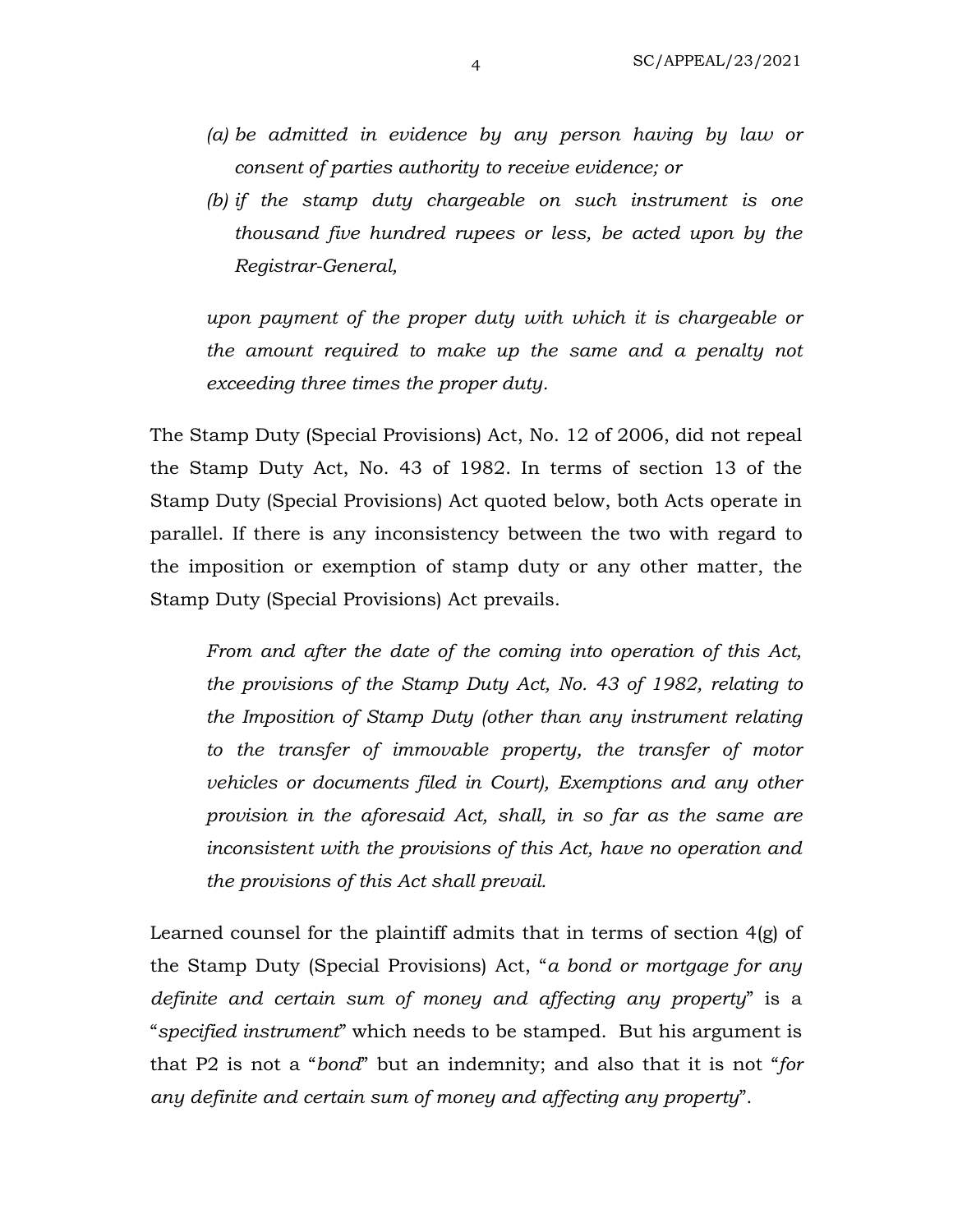> *(a) be admitted in evidence by any person having by law or consent of parties authority to receive evidence; or*
>
> *(b) if the stamp duty chargeable on such instrument is one thousand five hundred rupees or less, be acted upon by the Registrar-General,*
>
> *upon payment of the proper duty with which it is chargeable or the amount required to make up the same and a penalty not exceeding three times the proper duty.*

The Stamp Duty (Special Provisions) Act, No. 12 of 2006, did not repeal the Stamp Duty Act, No. 43 of 1982. In terms of section 13 of the Stamp Duty (Special Provisions) Act quoted below, both Acts operate in parallel. If there is any inconsistency between the two with regard to the imposition or exemption of stamp duty or any other matter, the Stamp Duty (Special Provisions) Act prevails.

> *From and after the date of the coming into operation of this Act, the provisions of the Stamp Duty Act, No. 43 of 1982, relating to the Imposition of Stamp Duty (other than any instrument relating to the transfer of immovable property, the transfer of motor vehicles or documents filed in Court), Exemptions and any other provision in the aforesaid Act, shall, in so far as the same are inconsistent with the provisions of this Act, have no operation and the provisions of this Act shall prevail.*

Learned counsel for the plaintiff admits that in terms of section 4(g) of the Stamp Duty (Special Provisions) Act, "*a bond or mortgage for any definite and certain sum of money and affecting any property*" is a "*specified instrument*" which needs to be stamped. But his argument is that P2 is not a "*bond*" but an indemnity; and also that it is not "*for any definite and certain sum of money and affecting any property*".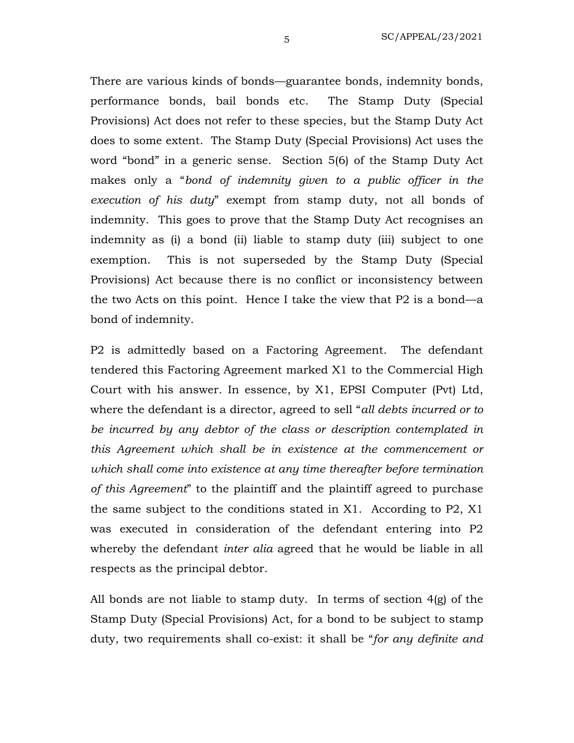There are various kinds of bonds—guarantee bonds, indemnity bonds, performance bonds, bail bonds etc. The Stamp Duty (Special Provisions) Act does not refer to these species, but the Stamp Duty Act does to some extent. The Stamp Duty (Special Provisions) Act uses the word "bond" in a generic sense. Section 5(6) of the Stamp Duty Act makes only a "*bond of indemnity given to a public officer in the execution of his duty*" exempt from stamp duty, not all bonds of indemnity. This goes to prove that the Stamp Duty Act recognises an indemnity as (i) a bond (ii) liable to stamp duty (iii) subject to one exemption. This is not superseded by the Stamp Duty (Special Provisions) Act because there is no conflict or inconsistency between the two Acts on this point. Hence I take the view that P2 is a bond—a bond of indemnity.

P2 is admittedly based on a Factoring Agreement. The defendant tendered this Factoring Agreement marked X1 to the Commercial High Court with his answer. In essence, by X1, EPSI Computer (Pvt) Ltd, where the defendant is a director, agreed to sell "*all debts incurred or to be incurred by any debtor of the class or description contemplated in this Agreement which shall be in existence at the commencement or which shall come into existence at any time thereafter before termination of this Agreement*" to the plaintiff and the plaintiff agreed to purchase the same subject to the conditions stated in X1. According to P2, X1 was executed in consideration of the defendant entering into P2 whereby the defendant *inter alia* agreed that he would be liable in all respects as the principal debtor.

All bonds are not liable to stamp duty. In terms of section 4(g) of the Stamp Duty (Special Provisions) Act, for a bond to be subject to stamp duty, two requirements shall co-exist: it shall be "*for any definite and*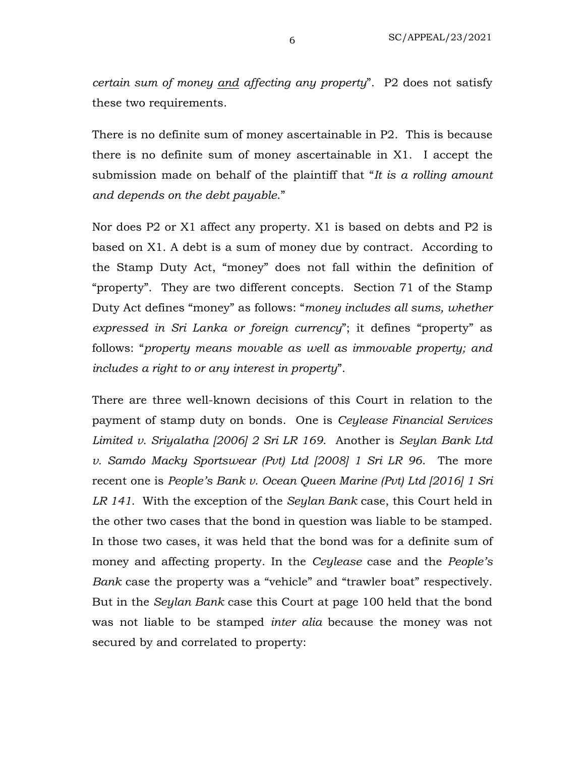*certain sum of money* <u>*and*</u> *affecting any property*". P2 does not satisfy these two requirements.

There is no definite sum of money ascertainable in P2. This is because there is no definite sum of money ascertainable in X1. I accept the submission made on behalf of the plaintiff that "*It is a rolling amount and depends on the debt payable*."

Nor does P2 or X1 affect any property. X1 is based on debts and P2 is based on X1. A debt is a sum of money due by contract. According to the Stamp Duty Act, "money" does not fall within the definition of "property". They are two different concepts. Section 71 of the Stamp Duty Act defines "money" as follows: "*money includes all sums, whether expressed in Sri Lanka or foreign currency*"; it defines "property" as follows: "*property means movable as well as immovable property; and includes a right to or any interest in property*".

There are three well-known decisions of this Court in relation to the payment of stamp duty on bonds. One is *Ceylease Financial Services Limited v. Sriyalatha [2006] 2 Sri LR 169*. Another is *Seylan Bank Ltd v. Samdo Macky Sportswear (Pvt) Ltd [2008] 1 Sri LR 96*. The more recent one is *People's Bank v. Ocean Queen Marine (Pvt) Ltd [2016] 1 Sri LR 141*. With the exception of the *Seylan Bank* case, this Court held in the other two cases that the bond in question was liable to be stamped. In those two cases, it was held that the bond was for a definite sum of money and affecting property. In the *Ceylease* case and the *People's Bank* case the property was a "vehicle" and "trawler boat" respectively. But in the *Seylan Bank* case this Court at page 100 held that the bond was not liable to be stamped *inter alia* because the money was not secured by and correlated to property: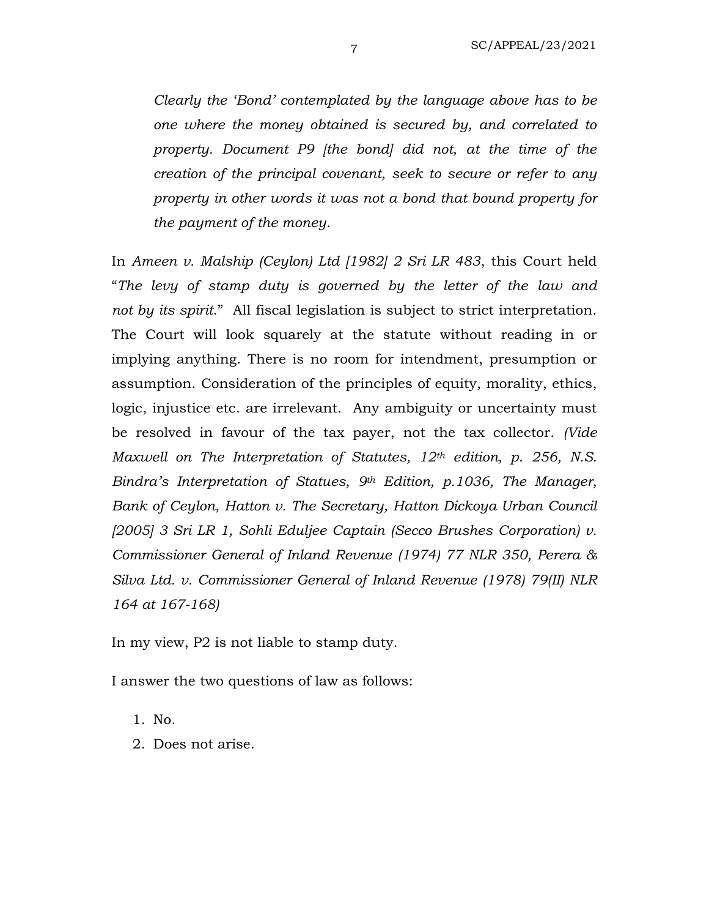*Clearly the 'Bond' contemplated by the language above has to be one where the money obtained is secured by, and correlated to property. Document P9 [the bond] did not, at the time of the creation of the principal covenant, seek to secure or refer to any property in other words it was not a bond that bound property for the payment of the money.*

In *Ameen v. Malship (Ceylon) Ltd [1982] 2 Sri LR 483*, this Court held "*The levy of stamp duty is governed by the letter of the law and not by its spirit.*" All fiscal legislation is subject to strict interpretation. The Court will look squarely at the statute without reading in or implying anything. There is no room for intendment, presumption or assumption. Consideration of the principles of equity, morality, ethics, logic, injustice etc. are irrelevant. Any ambiguity or uncertainty must be resolved in favour of the tax payer, not the tax collector. *(Vide Maxwell on The Interpretation of Statutes, 12th edition, p. 256, N.S. Bindra's Interpretation of Statues, 9th Edition, p.1036, The Manager, Bank of Ceylon, Hatton v. The Secretary, Hatton Dickoya Urban Council [2005] 3 Sri LR 1, Sohli Eduljee Captain (Secco Brushes Corporation) v. Commissioner General of Inland Revenue (1974) 77 NLR 350, Perera & Silva Ltd. v. Commissioner General of Inland Revenue (1978) 79(II) NLR 164 at 167-168)*

In my view, P2 is not liable to stamp duty.

I answer the two questions of law as follows:

1. No.
2. Does not arise.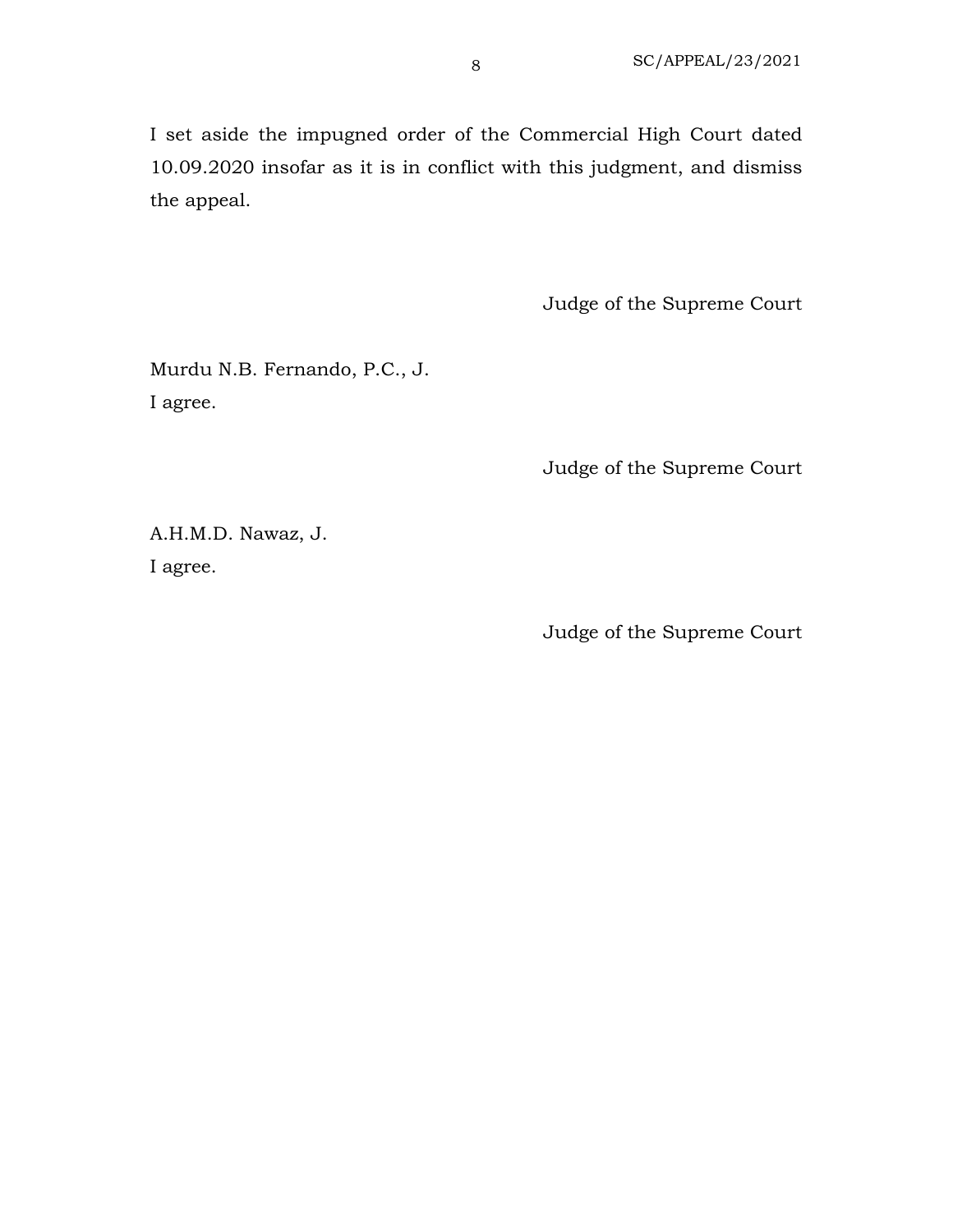I set aside the impugned order of the Commercial High Court dated 10.09.2020 insofar as it is in conflict with this judgment, and dismiss the appeal.

Judge of the Supreme Court

Murdu N.B. Fernando, P.C., J.

I agree.

Judge of the Supreme Court

A.H.M.D. Nawaz, J.

I agree.

Judge of the Supreme Court